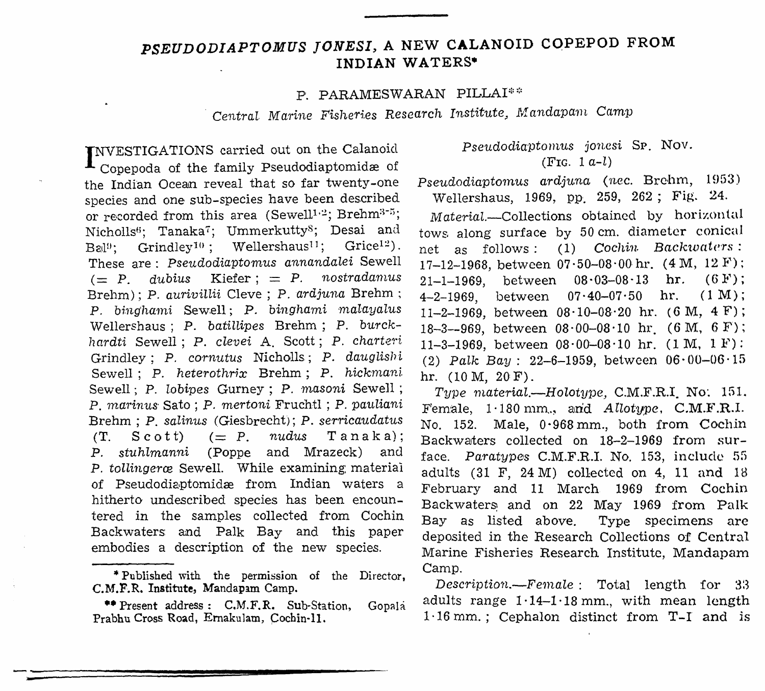# *PSEUDODIAPTOMUS JONESI*, A NEW CALANOID COPEPOD FROM INDIAN WATERS*

P. PARAMESWARAN PILLAI**

*Central Marine Fisheries Research Institute, Mandapam Camp*

INVESTIGATIONS carried out on the Calanoid Copepoda of the family Pseudodiaptomidæ of the Indian Ocean reveal that so far twenty-one species and one sub-species have been described or recorded from this area (Sewell[1,2]; Brehm[3-5]; Nicholls[6]; Tanaka[7]; Ummerkutty[8]; Desai and Bal[9]; Grindley[10]; Wellershaus[11]; Grice[12]). These are: *Pseudodiaptomus annandalei* Sewell (= *P. dubius* Kiefer; = *P. nostradamus* Brehm); *P. aurivillii* Cleve; *P. ardjuna* Brehm; *P. binghami* Sewell; *P. binghami malayalus* Wellershaus; *P. batillipes* Brehm; *P. burckhardti* Sewell; *P. clevei* A. Scott; *P. charteri* Grindley; *P. cornutus* Nicholls; *P. dauglishi* Sewell; *P. heterothrix* Brehm; *P. hickmani* Sewell; *P. lobipes* Gurney; *P. masoni* Sewell; *P. marinus* Sato; *P. mertoni* Fruchtl; *P. pauliani* Brehm; *P. salinus* (Giesbrecht); *P. serricaudatus* (T. Scott) (= *P. nudus* Tanaka); *P. stuhlmanni* (Poppe and Mrazeck) and *P. tollingeræ* Sewell. While examining material of Pseudodiaptomidæ from Indian waters a hitherto undescribed species has been encountered in the samples collected from Cochin Backwaters and Palk Bay and this paper embodies a description of the new species.

## *Pseudodiaptomus jonesi* Sp. Nov.

(Fig. 1 *a–l*)

*Pseudodiaptomus ardjuna* (nec. Brehm, 1953) Wellershaus, 1969, pp. 259, 262; Fig. 24.

*Material*.—Collections obtained by horizontal tows along surface by 50 cm. diameter conical net as follows: (1) *Cochin Backwaters*: 17–12–1968, between 07·50–08·00 hr. (4 M, 12 F); 21–1–1969, between 08·03–08·13 hr. (6 F); 4–2–1969, between 07·40–07·50 hr. (1 M); 11–2–1969, between 08·10–08·20 hr. (6 M, 4 F); 18–3–969, between 08·00–08·10 hr. (6 M, 6 F); 11–3–1969, between 08·00–08·10 hr. (1 M, 1 F): (2) *Palk Bay*: 22–6–1959, between 06·00–06·15 hr. (10 M, 20 F).

*Type material*.—*Holotype*, C.M.F.R.I. No. 151. Female, 1·180 mm., and *Allotype*, C.M.F.R.I. No. 152. Male, 0·968 mm., both from Cochin Backwaters collected on 18–2–1969 from surface. *Paratypes* C.M.F.R.I. No. 153, include 55 adults (31 F, 24 M) collected on 4, 11 and 18 February and 11 March 1969 from Cochin Backwaters and on 22 May 1969 from Palk Bay as listed above. Type specimens are deposited in the Research Collections of Central Marine Fisheries Research Institute, Mandapam Camp.

*Description*.—*Female*: Total length for 33 adults range 1·14–1·18 mm., with mean length 1·16 mm.; Cephalon distinct from T–I and is

---

\* Published with the permission of the Director, C.M.F.R. Institute, Mandapam Camp.

\*\* Present address: C.M.F.R. Sub-Station, Gopala Prabhu Cross Road, Ernakulam, Cochin-11.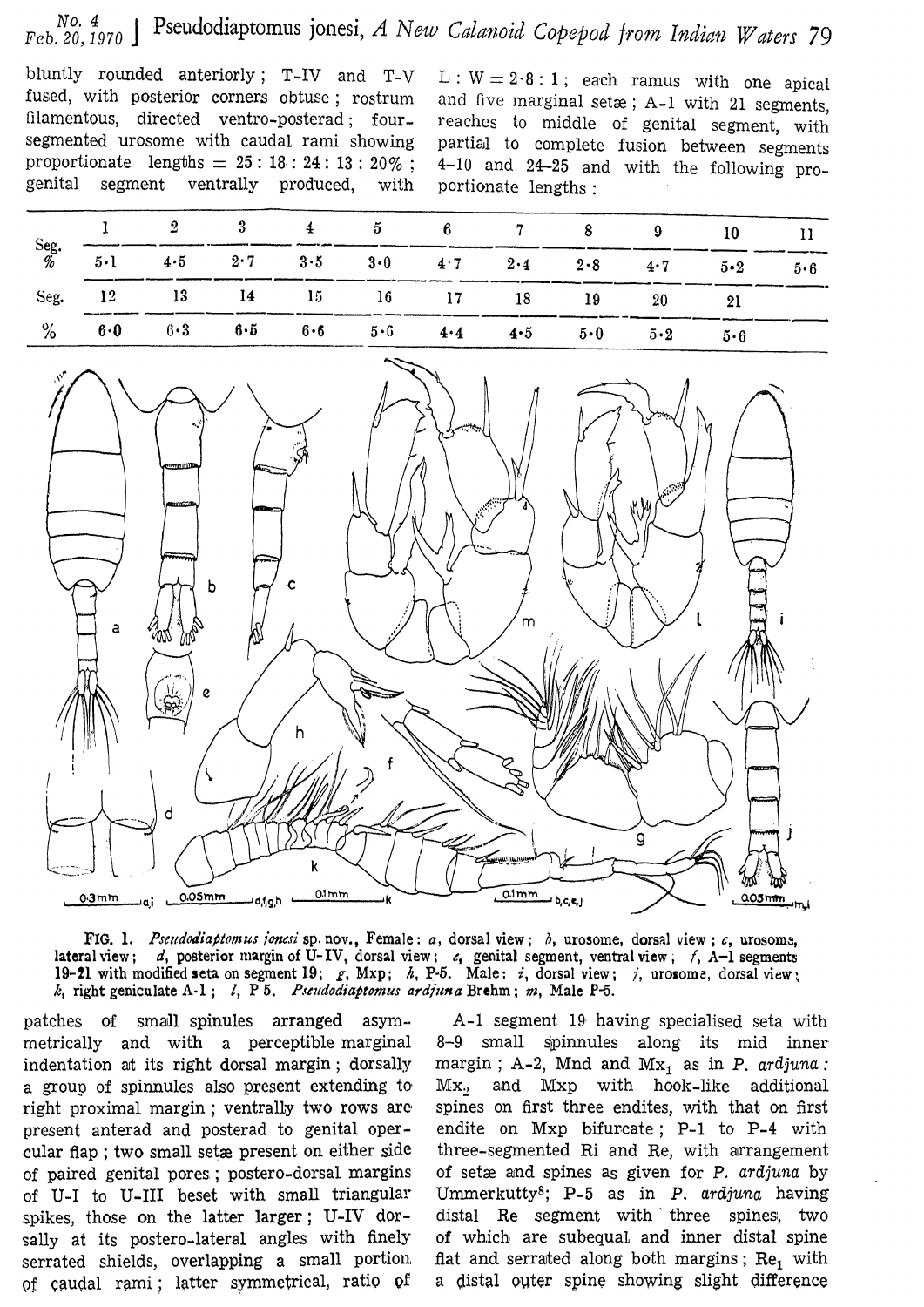bluntly rounded anteriorly; T-IV and T-V fused, with posterior corners obtuse; rostrum filamentous, directed ventro-posterad; four-segmented urosome with caudal rami showing proportionate lengths = 25 : 18 : 24 : 13 : 20%; genital segment ventrally produced, with L : W = 2·8 : 1; each ramus with one apical and five marginal setæ; A-1 with 21 segments, reaches to middle of genital segment, with partial to complete fusion between segments 4–10 and 24–25 and with the following proportionate lengths:

| Seg. | 1 | 2 | 3 | 4 | 5 | 6 | 7 | 8 | 9 | 10 | 11 |
|---|---|---|---|---|---|---|---|---|---|---|---|
| % | 5·1 | 4·5 | 2·7 | 3·5 | 3·0 | 4·7 | 2·4 | 2·8 | 4·7 | 5·2 | 5·6 |
| Seg. | 12 | 13 | 14 | 15 | 16 | 17 | 18 | 19 | 20 | 21 | |
| % | 6·0 | 6·3 | 6·5 | 6·6 | 5·6 | 4·4 | 4·5 | 5·0 | 5·2 | 5·6 | |

FIG. 1. *Pseudodiaptomus jonesi* sp. nov., Female: *a*, dorsal view; *b*, urosome, dorsal view; *c*, urosome, lateral view; *d*, posterior margin of U-IV, dorsal view; *e*, genital segment, ventral view; *f*, A-1 segments 19–21 with modified seta on segment 19; *g*, Mxp; *h*, P-5. Male: *i*, dorsal view; *j*, urosome, dorsal view; *k*, right geniculate A-1; *l*, P 5. *Pseudodiaptomus ardjuna* Brehm; *m*, Male P-5.

patches of small spinules arranged asymmetrically and with a perceptible marginal indentation at its right dorsal margin; dorsally a group of spinnules also present extending to right proximal margin; ventrally two rows are present anterad and posterad to genital opercular flap; two small setæ present on either side of paired genital pores; postero-dorsal margins of U-I to U-III beset with small triangular spikes, those on the latter larger; U-IV dorsally at its postero-lateral angles with finely serrated shields, overlapping a small portion of caudal rami; latter symmetrical, ratio of A-1 segment 19 having specialised seta with 8–9 small spinnules along its mid inner margin; A-2, Mnd and $Mx_1$ as in *P. ardjuna*: $Mx_2$ and Mxp with hook-like additional spines on first three endites, with that on first endite on Mxp bifurcate; P-1 to P-4 with three-segmented Ri and Re, with arrangement of setæ and spines as given for *P. ardjuna* by Ummerkutty[8]; P-5 as in *P. ardjuna* having distal Re segment with three spines, two of which are subequal and inner distal spine flat and serrated along both margins; $Re_1$ with a distal outer spine showing slight difference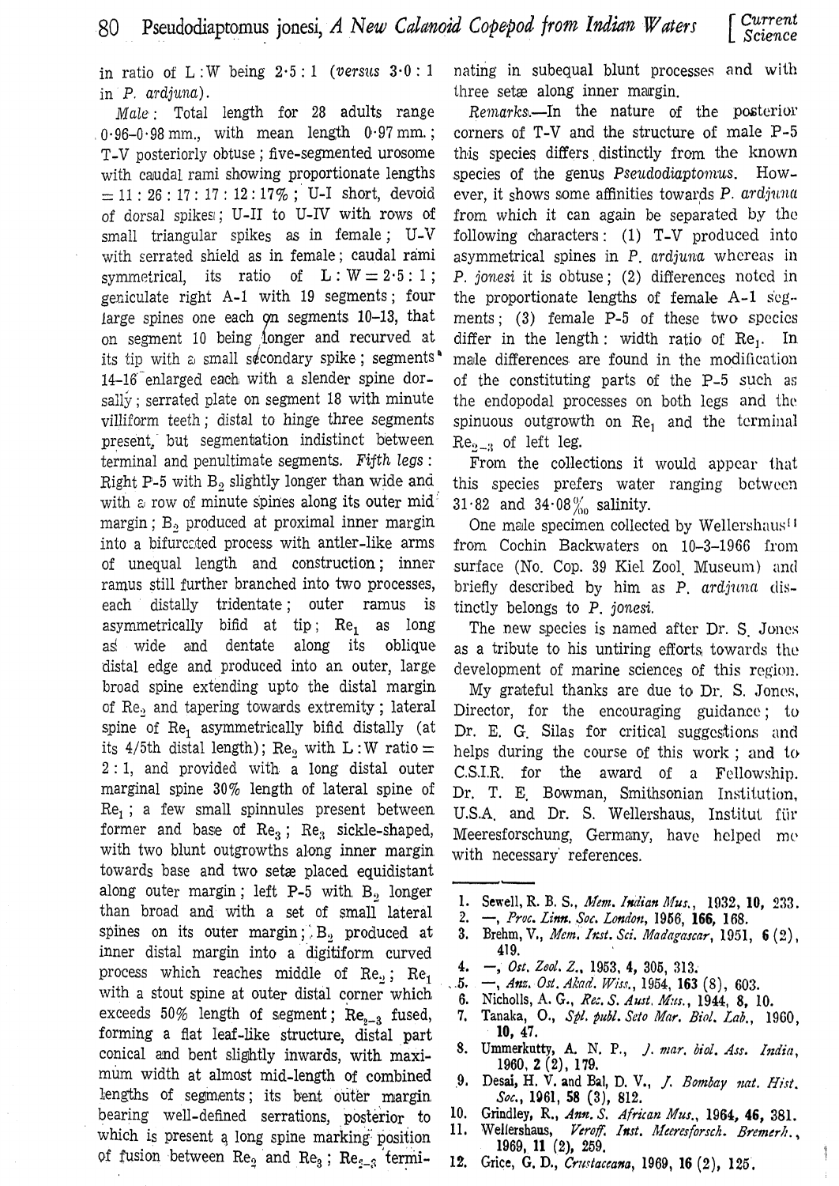in ratio of L : W being 2·5 : 1 (*versus* 3·0 : 1 in *P. ardjuna*).

*Male*: Total length for 28 adults range 0·96–0·98 mm., with mean length 0·97 mm.; T-V posteriorly obtuse; five-segmented urosome with caudal rami showing proportionate lengths = 11 : 26 : 17 : 17 : 12 : 17%; U-I short, devoid of dorsal spikes; U-II to U-IV with rows of small triangular spikes as in female; U-V with serrated shield as in female; caudal rami symmetrical, its ratio of L : W = 2·5 : 1; geniculate right A-1 with 19 segments; four large spines one each on segments 10–13, that on segment 10 being longer and recurved at its tip with a small secondary spike; segments 14–16 enlarged each with a slender spine dorsally; serrated plate on segment 18 with minute villiform teeth; distal to hinge three segments present, but segmentation indistinct between terminal and penultimate segments. *Fifth legs*: Right P-5 with $B_2$ slightly longer than wide and with a row of minute spines along its outer mid margin; $B_2$ produced at proximal inner margin into a bifurcated process with antler-like arms of unequal length and construction; inner ramus still further branched into two processes, each distally tridentate; outer ramus is asymmetrically bifid at tip; $Re_1$ as long as wide and dentate along its oblique distal edge and produced into an outer, large broad spine extending upto the distal margin of $Re_2$ and tapering towards extremity; lateral spine of $Re_1$ asymmetrically bifid distally (at its 4/5th distal length); $Re_2$ with L : W ratio = 2 : 1, and provided with a long distal outer marginal spine 30% length of lateral spine of $Re_1$; a few small spinnules present between former and base of $Re_3$; $Re_3$ sickle-shaped, with two blunt outgrowths along inner margin towards base and two setæ placed equidistant along outer margin; left P-5 with $B_2$ longer than broad and with a set of small lateral spines on its outer margin; $B_2$ produced at inner distal margin into a digitiform curved process which reaches middle of $Re_2$; $Re_1$ with a stout spine at outer distal corner which exceeds 50% length of segment; $Re_{2-3}$ fused, forming a flat leaf-like structure, distal part conical and bent slightly inwards, with maximum width at almost mid-length of combined lengths of segments; its bent outer margin bearing well-defined serrations, posterior to which is present a long spine marking position of fusion between $Re_2$ and $Re_3$; $Re_{2-3}$ terminating in subequal blunt processes and with three setæ along inner margin.

*Remarks*.—In the nature of the posterior corners of T-V and the structure of male P-5 this species differs distinctly from the known species of the genus *Pseudodiaptomus*. However, it shows some affinities towards *P. ardjuna* from which it can again be separated by the following characters: (1) T-V produced into asymmetrical spines in *P. ardjuna* whereas in *P. jonesi* it is obtuse; (2) differences noted in the proportionate lengths of female A-1 segments; (3) female P-5 of these two species differ in the length : width ratio of $Re_1$. In male differences are found in the modification of the constituting parts of the P-5 such as the endopodal processes on both legs and the spinuous outgrowth on $Re_1$ and the terminal $Re_{2-3}$ of left leg.

From the collections it would appear that this species prefers water ranging between 31·82 and 34·08‰ salinity.

One male specimen collected by Wellershaus[11] from Cochin Backwaters on 10–3–1966 from surface (No. Cop. 39 Kiel Zool. Museum) and briefly described by him as *P. ardjuna* distinctly belongs to *P. jonesi*.

The new species is named after Dr. S. Jones as a tribute to his untiring efforts towards the development of marine sciences of this region.

My grateful thanks are due to Dr. S. Jones, Director, for the encouraging guidance; to Dr. E. G. Silas for critical suggestions and helps during the course of this work; and to C.S.I.R. for the award of a Fellowship. Dr. T. E. Bowman, Smithsonian Institution, U.S.A. and Dr. S. Wellershaus, Institut für Meeresforschung, Germany, have helped me with necessary references.

---

1. Sewell, R. B. S., *Mem. Indian Mus.*, 1932, **10**, 233.
2. —, *Proc. Linn. Soc. London*, 1956, **166**, 168.
3. Brehm, V., *Mem. Inst. Sci. Madagascar*, 1951, **6** (2), 419.
4. —, *Ost. Zool. Z.*, 1953, **4**, 305, 313.
5. —, *Anz. Ost. Akad. Wiss.*, 1954, **163** (8), 603.
6. Nicholls, A. G., *Rec. S. Aust. Mus.*, 1944, **8**, 10.
7. Tanaka, O., *Spl. publ. Seto Mar. Biol. Lab.*, 1960, **10**, 47.
8. Ummerkutty, A. N. P., *J. mar. biol. Ass. India*, 1960, **2** (2), 179.
9. Desai, H. V. and Bal, D. V., *J. Bombay nat. Hist. Soc.*, 1961, **58** (3), 812.
10. Grindley, R., *Ann. S. African Mus.*, 1964, **46**, 381.
11. Wellershaus, *Veroff. Inst. Meeresforsch. Bremerh.*, 1969, **11** (2), 259.
12. Grice, G. D., *Crustaceana*, 1969, **16** (2), 125.